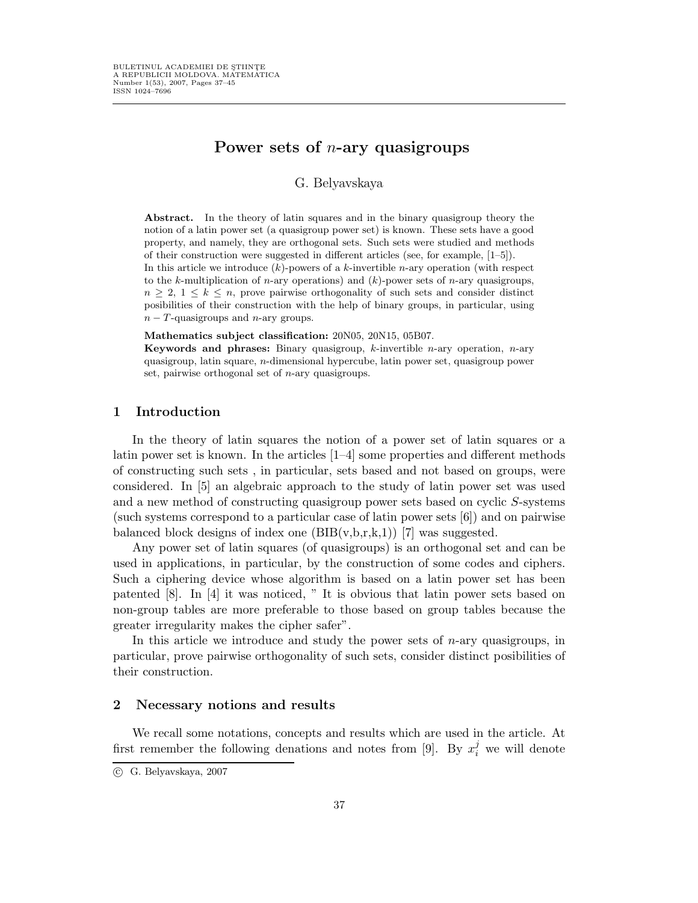# Power sets of $n$-ary quasigroups

G. Belyavskaya

**Abstract.** In the theory of latin squares and in the binary quasigroup theory the notion of a latin power set (a quasigroup power set) is known. These sets have a good property, and namely, they are orthogonal sets. Such sets were studied and methods of their construction were suggested in different articles (see, for example, [1–5]).
In this article we introduce $(k)$-powers of a $k$-invertible $n$-ary operation (with respect to the $k$-multiplication of $n$-ary operations) and $(k)$-power sets of $n$-ary quasigroups, $n \geq 2$, $1 \leq k \leq n$, prove pairwise orthogonality of such sets and consider distinct posibilities of their construction with the help of binary groups, in particular, using $n-T$-quasigroups and $n$-ary groups.

**Mathematics subject classification:** 20N05, 20N15, 05B07.

**Keywords and phrases:** Binary quasigroup, $k$-invertible $n$-ary operation, $n$-ary quasigroup, latin square, $n$-dimensional hypercube, latin power set, quasigroup power set, pairwise orthogonal set of $n$-ary quasigroups.

## 1 Introduction

In the theory of latin squares the notion of a power set of latin squares or a latin power set is known. In the articles [1–4] some properties and different methods of constructing such sets , in particular, sets based and not based on groups, were considered. In [5] an algebraic approach to the study of latin power set was used and a new method of constructing quasigroup power sets based on cyclic $S$-systems (such systems correspond to a particular case of latin power sets [6]) and on pairwise balanced block designs of index one (BIB(v,b,r,k,1)) [7] was suggested.

Any power set of latin squares (of quasigroups) is an orthogonal set and can be used in applications, in particular, by the construction of some codes and ciphers. Such a ciphering device whose algorithm is based on a latin power set has been patented [8]. In [4] it was noticed, " It is obvious that latin power sets based on non-group tables are more preferable to those based on group tables because the greater irregularity makes the cipher safer".

In this article we introduce and study the power sets of $n$-ary quasigroups, in particular, prove pairwise orthogonality of such sets, consider distinct posibilities of their construction.

## 2 Necessary notions and results

We recall some notations, concepts and results which are used in the article. At first remember the following denations and notes from [9]. By $x_i^j$ we will denote

© G. Belyavskaya, 2007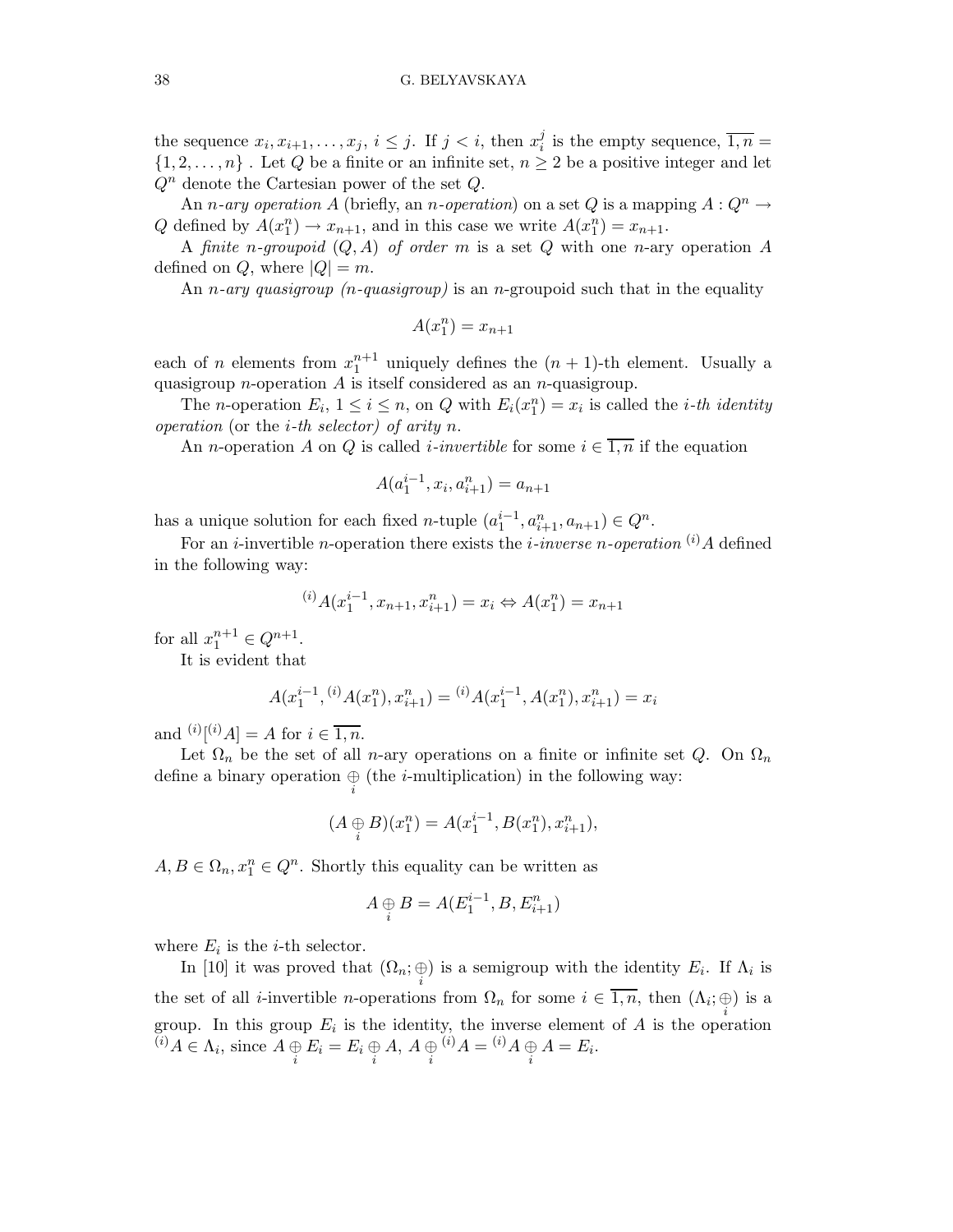the sequence $x_i, x_{i+1}, \dots, x_j$, $i \leq j$. If $j < i$, then $x_i^j$ is the empty sequence, $\overline{1,n} = \{1, 2, \dots, n\}$ . Let $Q$ be a finite or an infinite set, $n \geq 2$ be a positive integer and let $Q^n$ denote the Cartesian power of the set $Q$.

An *n-ary operation* $A$ (briefly, an *n-operation*) on a set $Q$ is a mapping $A : Q^n \to Q$ defined by $A(x_1^n) \to x_{n+1}$, and in this case we write $A(x_1^n) = x_{n+1}$.

A *finite n-groupoid* $(Q, A)$ *of order* $m$ is a set $Q$ with one $n$-ary operation $A$ defined on $Q$, where $|Q| = m$.

An *n-ary quasigroup (n-quasigroup)* is an $n$-groupoid such that in the equality

$$A(x_1^n) = x_{n+1}$$

each of $n$ elements from $x_1^{n+1}$ uniquely defines the $(n+1)$-th element. Usually a quasigroup $n$-operation $A$ is itself considered as an $n$-quasigroup.

The $n$-operation $E_i$, $1 \leq i \leq n$, on $Q$ with $E_i(x_1^n) = x_i$ is called the *i-th identity operation* (or the *i-th selector) of arity n*.

An $n$-operation $A$ on $Q$ is called *i-invertible* for some $i \in \overline{1,n}$ if the equation

$$A(a_1^{i-1}, x_i, a_{i+1}^n) = a_{n+1}$$

has a unique solution for each fixed $n$-tuple $(a_1^{i-1}, a_{i+1}^n, a_{n+1}) \in Q^n$.

For an $i$-invertible $n$-operation there exists the *i-inverse n-operation* ${}^{(i)}A$ defined in the following way:

$${}^{(i)}A(x_1^{i-1}, x_{n+1}, x_{i+1}^n) = x_i \Leftrightarrow A(x_1^n) = x_{n+1}$$

for all $x_1^{n+1} \in Q^{n+1}$.

It is evident that

$$A(x_1^{i-1}, {}^{(i)}A(x_1^n), x_{i+1}^n) = {}^{(i)}A(x_1^{i-1}, A(x_1^n), x_{i+1}^n) = x_i$$

and ${}^{(i)}[{}^{(i)}A] = A$ for $i \in \overline{1,n}$.

Let $\Omega_n$ be the set of all $n$-ary operations on a finite or infinite set $Q$. On $\Omega_n$ define a binary operation $\underset{i}{\oplus}$ (the $i$-multiplication) in the following way:

$$(A \underset{i}{\oplus} B)(x_1^n) = A(x_1^{i-1}, B(x_1^n), x_{i+1}^n),$$

$A, B \in \Omega_n, x_1^n \in Q^n$. Shortly this equality can be written as

$$A \underset{i}{\oplus} B = A(E_1^{i-1}, B, E_{i+1}^n)$$

where $E_i$ is the $i$-th selector.

In [10] it was proved that $(\Omega_n; \underset{i}{\oplus})$ is a semigroup with the identity $E_i$. If $\Lambda_i$ is the set of all $i$-invertible $n$-operations from $\Omega_n$ for some $i \in \overline{1,n}$, then $(\Lambda_i; \underset{i}{\oplus})$ is a group. In this group $E_i$ is the identity, the inverse element of $A$ is the operation ${}^{(i)}A \in \Lambda_i$, since $A \underset{i}{\oplus} E_i = E_i \underset{i}{\oplus} A$, $A \underset{i}{\oplus} {}^{(i)}A = {}^{(i)}A \underset{i}{\oplus} A = E_i$.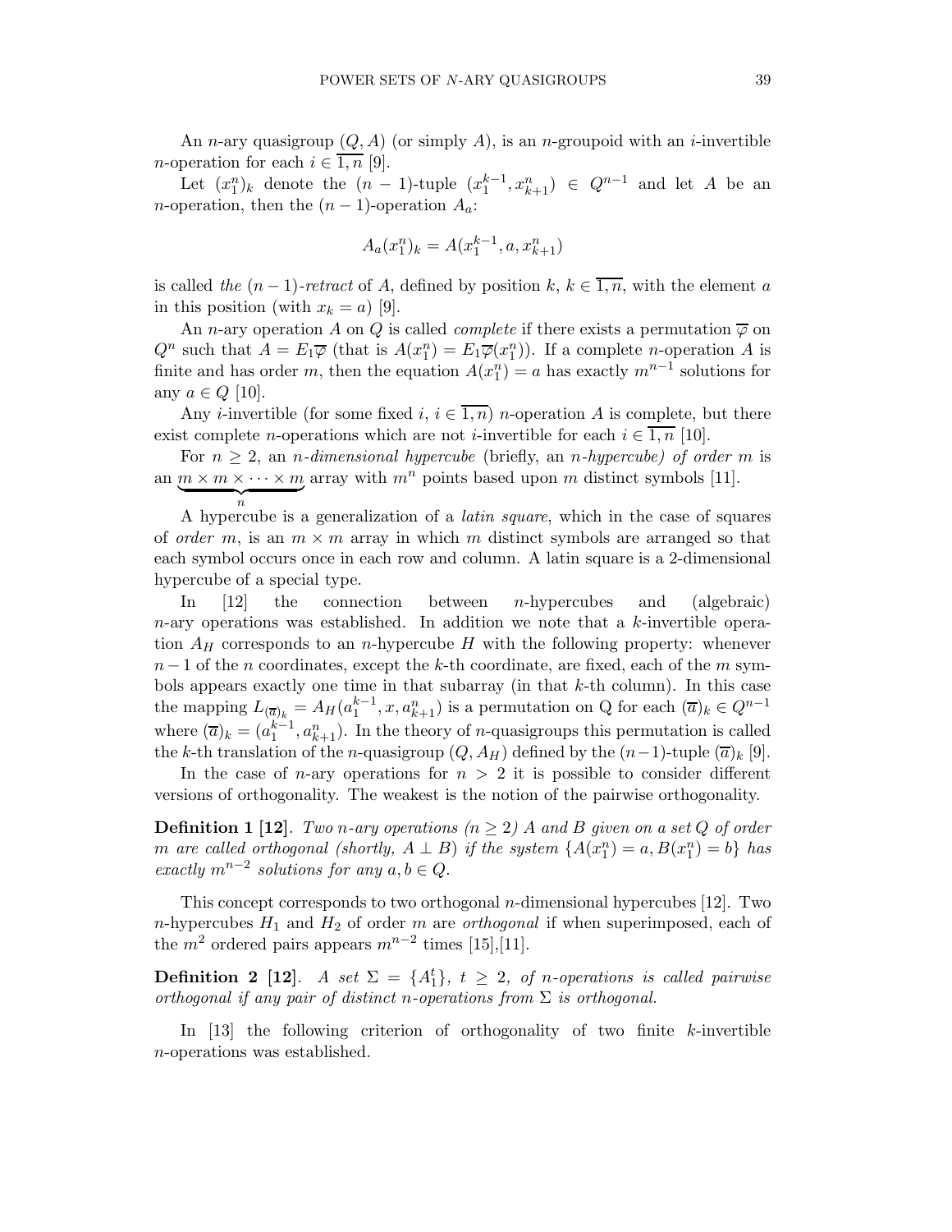An $n$-ary quasigroup $(Q, A)$ (or simply $A$), is an $n$-groupoid with an $i$-invertible $n$-operation for each $i \in \overline{1,n}$ [9].

Let $(x_1^n)_k$ denote the $(n-1)$-tuple $(x_1^{k-1}, x_{k+1}^n) \in Q^{n-1}$ and let $A$ be an $n$-operation, then the $(n-1)$-operation $A_a$:

$$A_a(x_1^n)_k = A(x_1^{k-1}, a, x_{k+1}^n)$$

is called *the* $(n-1)$-*retract* of $A$, defined by position $k$, $k \in \overline{1,n}$, with the element $a$ in this position (with $x_k = a$) [9].

An $n$-ary operation $A$ on $Q$ is called *complete* if there exists a permutation $\overline{\varphi}$ on $Q^n$ such that $A = E_1\overline{\varphi}$ (that is $A(x_1^n) = E_1\overline{\varphi}(x_1^n)$). If a complete $n$-operation $A$ is finite and has order $m$, then the equation $A(x_1^n) = a$ has exactly $m^{n-1}$ solutions for any $a \in Q$ [10].

Any $i$-invertible (for some fixed $i$, $i \in \overline{1,n}$) $n$-operation $A$ is complete, but there exist complete $n$-operations which are not $i$-invertible for each $i \in \overline{1,n}$ [10].

For $n \geq 2$, an *$n$-dimensional hypercube* (briefly, an *$n$-hypercube) of order* $m$ is an $\underbrace{m \times m \times \cdots \times m}_{n}$ array with $m^n$ points based upon $m$ distinct symbols [11].

A hypercube is a generalization of a *latin square*, which in the case of squares of *order* $m$, is an $m \times m$ array in which $m$ distinct symbols are arranged so that each symbol occurs once in each row and column. A latin square is a 2-dimensional hypercube of a special type.

In [12] the connection between $n$-hypercubes and (algebraic) $n$-ary operations was established. In addition we note that a $k$-invertible operation $A_H$ corresponds to an $n$-hypercube $H$ with the following property: whenever $n-1$ of the $n$ coordinates, except the $k$-th coordinate, are fixed, each of the $m$ symbols appears exactly one time in that subarray (in that $k$-th column). In this case the mapping $L_{(\overline{a})_k} = A_H(a_1^{k-1}, x, a_{k+1}^n)$ is a permutation on Q for each $(\overline{a})_k \in Q^{n-1}$ where $(\overline{a})_k = (a_1^{k-1}, a_{k+1}^n)$. In the theory of $n$-quasigroups this permutation is called the $k$-th translation of the $n$-quasigroup $(Q, A_H)$ defined by the $(n-1)$-tuple $(\overline{a})_k$ [9].

In the case of $n$-ary operations for $n > 2$ it is possible to consider different versions of orthogonality. The weakest is the notion of the pairwise orthogonality.

**Definition 1 [12]**. *Two $n$-ary operations ($n \geq 2$) $A$ and $B$ given on a set $Q$ of order $m$ are called orthogonal (shortly, $A \perp B$) if the system $\{A(x_1^n) = a, B(x_1^n) = b\}$ has exactly $m^{n-2}$ solutions for any $a, b \in Q$.*

This concept corresponds to two orthogonal $n$-dimensional hypercubes [12]. Two $n$-hypercubes $H_1$ and $H_2$ of order $m$ are *orthogonal* if when superimposed, each of the $m^2$ ordered pairs appears $m^{n-2}$ times [15],[11].

**Definition 2 [12]**. *A set $\Sigma = \{A_1^t\}$, $t \geq 2$, of $n$-operations is called pairwise orthogonal if any pair of distinct $n$-operations from $\Sigma$ is orthogonal.*

In [13] the following criterion of orthogonality of two finite $k$-invertible $n$-operations was established.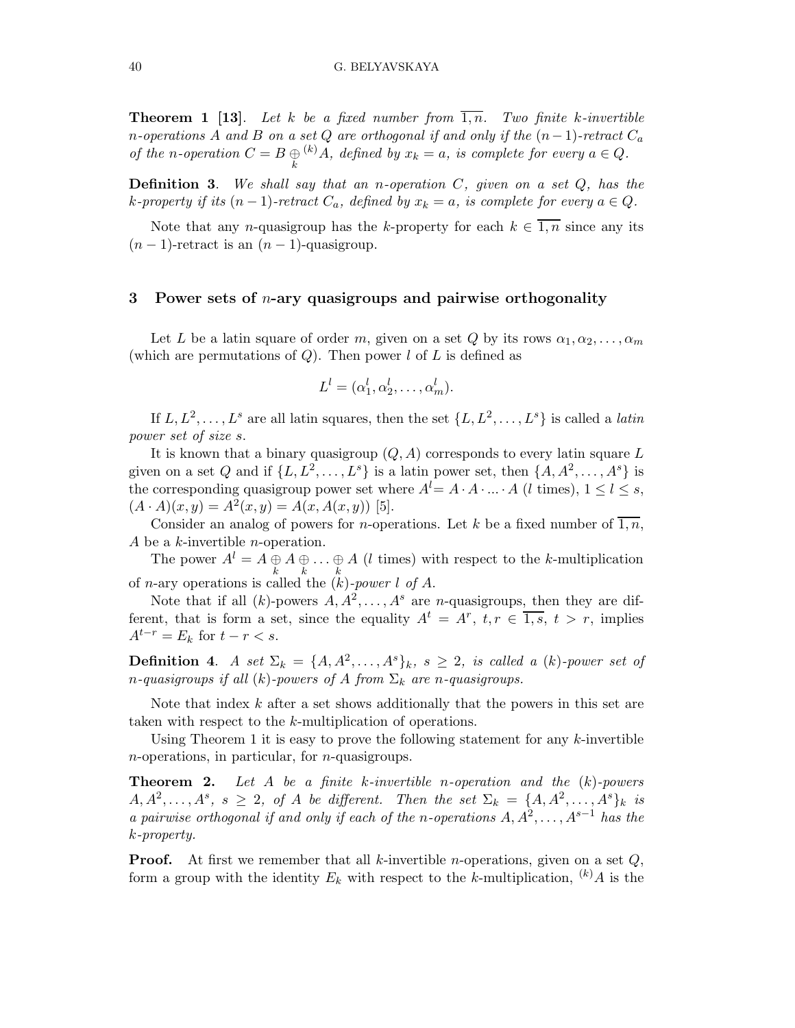**Theorem 1 [13]**. *Let $k$ be a fixed number from $\overline{1,n}$. Two finite $k$-invertible $n$-operations $A$ and $B$ on a set $Q$ are orthogonal if and only if the $(n-1)$-retract $C_a$ of the $n$-operation $C = B \underset{k}{\oplus} {}^{(k)}A$, defined by $x_k = a$, is complete for every $a \in Q$.*

**Definition 3**. *We shall say that an $n$-operation $C$, given on a set $Q$, has the $k$-property if its $(n-1)$-retract $C_a$, defined by $x_k = a$, is complete for every $a \in Q$.*

Note that any $n$-quasigroup has the $k$-property for each $k \in \overline{1,n}$ since any its $(n-1)$-retract is an $(n-1)$-quasigroup.

## 3 Power sets of $n$-ary quasigroups and pairwise orthogonality

Let $L$ be a latin square of order $m$, given on a set $Q$ by its rows $\alpha_1, \alpha_2, \dots, \alpha_m$ (which are permutations of $Q$). Then power $l$ of $L$ is defined as

$$L^l = (\alpha_1^l, \alpha_2^l, \dots, \alpha_m^l).$$

If $L, L^2, \dots, L^s$ are all latin squares, then the set $\{L, L^2, \dots, L^s\}$ is called a *latin power set of size $s$*.

It is known that a binary quasigroup $(Q, A)$ corresponds to every latin square $L$ given on a set $Q$ and if $\{L, L^2, \dots, L^s\}$ is a latin power set, then $\{A, A^2, \dots, A^s\}$ is the corresponding quasigroup power set where $A^l = A \cdot A \cdot ... \cdot A$ ($l$ times), $1 \leq l \leq s$, $(A \cdot A)(x, y) = A^2(x, y) = A(x, A(x, y))$ [5].

Consider an analog of powers for $n$-operations. Let $k$ be a fixed number of $\overline{1,n}$, $A$ be a $k$-invertible $n$-operation.

The power $A^l = A \underset{k}{\oplus} A \underset{k}{\oplus} \dots \underset{k}{\oplus} A$ ($l$ times) with respect to the $k$-multiplication of $n$-ary operations is called the *$(k)$-power $l$ of $A$*.

Note that if all $(k)$-powers $A, A^2, \dots, A^s$ are $n$-quasigroups, then they are different, that is form a set, since the equality $A^t = A^r$, $t, r \in \overline{1,s}$, $t > r$, implies $A^{t-r} = E_k$ for $t - r < s$.

**Definition 4**. *A set $\Sigma_k = \{A, A^2, \dots, A^s\}_k$, $s \geq 2$, is called a $(k)$-power set of $n$-quasigroups if all $(k)$-powers of $A$ from $\Sigma_k$ are $n$-quasigroups.*

Note that index $k$ after a set shows additionally that the powers in this set are taken with respect to the $k$-multiplication of operations.

Using Theorem 1 it is easy to prove the following statement for any $k$-invertible $n$-operations, in particular, for $n$-quasigroups.

**Theorem 2.** *Let $A$ be a finite $k$-invertible $n$-operation and the $(k)$-powers $A, A^2, \dots, A^s$, $s \geq 2$, of $A$ be different. Then the set $\Sigma_k = \{A, A^2, \dots, A^s\}_k$ is a pairwise orthogonal if and only if each of the $n$-operations $A, A^2, \dots, A^{s-1}$ has the $k$-property.*

**Proof.** At first we remember that all $k$-invertible $n$-operations, given on a set $Q$, form a group with the identity $E_k$ with respect to the $k$-multiplication, ${}^{(k)}A$ is the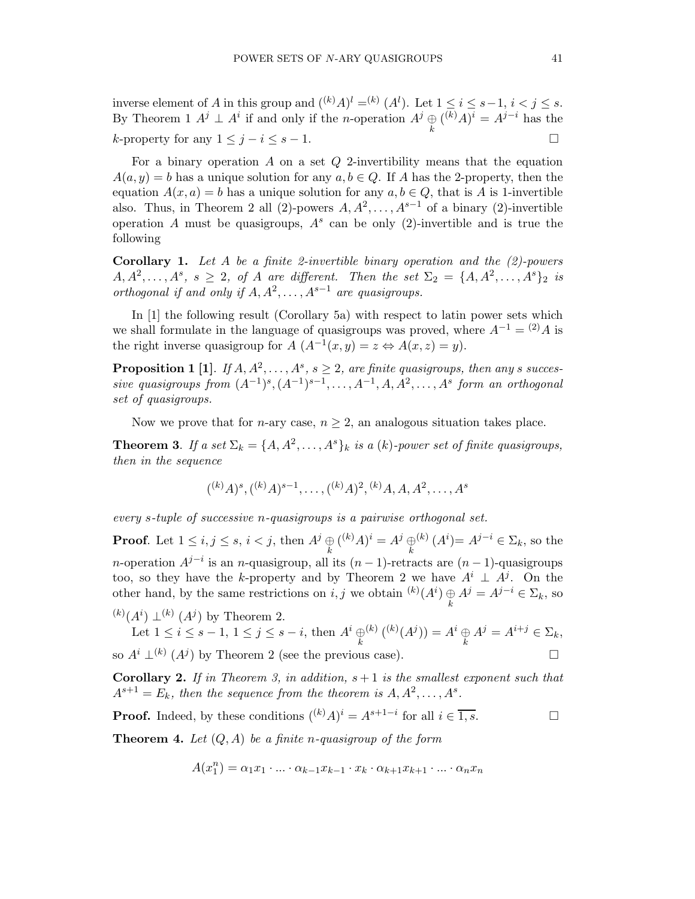inverse element of $A$ in this group and $({}^{(k)}A)^l = {}^{(k)}(A^l)$. Let $1 \le i \le s-1$, $i < j \le s$. By Theorem 1 $A^j \perp A^i$ if and only if the $n$-operation $A^j \underset{k}{\oplus} ({}^{(k)}A)^i = A^{j-i}$ has the $k$-property for any $1 \le j-i \le s-1$. $\square$

For a binary operation $A$ on a set $Q$ 2-invertibility means that the equation $A(a, y) = b$ has a unique solution for any $a, b \in Q$. If $A$ has the 2-property, then the equation $A(x, a) = b$ has a unique solution for any $a, b \in Q$, that is $A$ is 1-invertible also. Thus, in Theorem 2 all (2)-powers $A, A^2, \ldots, A^{s-1}$ of a binary (2)-invertible operation $A$ must be quasigroups, $A^s$ can be only (2)-invertible and is true the following

**Corollary 1.** *Let $A$ be a finite 2-invertible binary operation and the (2)-powers $A, A^2, \ldots, A^s$, $s \ge 2$, of $A$ are different. Then the set $\Sigma_2 = \{A, A^2, \ldots, A^s\}_2$ is orthogonal if and only if $A, A^2, \ldots, A^{s-1}$ are quasigroups.*

In [1] the following result (Corollary 5a) with respect to latin power sets which we shall formulate in the language of quasigroups was proved, where $A^{-1} = {}^{(2)}A$ is the right inverse quasigroup for $A$ $(A^{-1}(x, y) = z \Leftrightarrow A(x, z) = y)$.

**Proposition 1 [1]**. *If $A, A^2, \ldots, A^s$, $s \ge 2$, are finite quasigroups, then any $s$ successive quasigroups from $(A^{-1})^s, (A^{-1})^{s-1}, \ldots, A^{-1}, A, A^2, \ldots, A^s$ form an orthogonal set of quasigroups.*

Now we prove that for $n$-ary case, $n \ge 2$, an analogous situation takes place.

**Theorem 3**. *If a set $\Sigma_k = \{A, A^2, \ldots, A^s\}_k$ is a $(k)$-power set of finite quasigroups, then in the sequence*

$$({}^{(k)}A)^s, ({}^{(k)}A)^{s-1}, \ldots, ({}^{(k)}A)^2, {}^{(k)}A, A, A^2, \ldots, A^s$$

*every $s$-tuple of successive $n$-quasigroups is a pairwise orthogonal set.*

**Proof**. Let $1 \le i, j \le s$, $i < j$, then $A^j \underset{k}{\oplus} ({}^{(k)}A)^i = A^j \underset{k}{\oplus}{}^{(k)} (A^i) = A^{j-i} \in \Sigma_k$, so the $n$-operation $A^{j-i}$ is an $n$-quasigroup, all its $(n-1)$-retracts are $(n-1)$-quasigroups too, so they have the $k$-property and by Theorem 2 we have $A^i \perp A^j$. On the other hand, by the same restrictions on $i, j$ we obtain ${}^{(k)}(A^i) \underset{k}{\oplus} A^j = A^{j-i} \in \Sigma_k$, so ${}^{(k)}(A^i) \perp {}^{(k)}(A^j)$ by Theorem 2.

Let $1 \le i \le s-1$, $1 \le j \le s-i$, then $A^i \underset{k}{\oplus}{}^{(k)} ({}^{(k)}(A^j)) = A^i \underset{k}{\oplus} A^j = A^{i+j} \in \Sigma_k$, so $A^i \perp {}^{(k)}(A^j)$ by Theorem 2 (see the previous case). $\square$

**Corollary 2.** *If in Theorem 3, in addition, $s+1$ is the smallest exponent such that $A^{s+1} = E_k$, then the sequence from the theorem is $A, A^2, \ldots, A^s$.*

**Proof.** Indeed, by these conditions $({}^{(k)}A)^i = A^{s+1-i}$ for all $i \in \overline{1, s}$. $\square$

**Theorem 4.** *Let $(Q, A)$ be a finite $n$-quasigroup of the form*

$$A(x_1^n) = \alpha_1 x_1 \cdot \ldots \cdot \alpha_{k-1} x_{k-1} \cdot x_k \cdot \alpha_{k+1} x_{k+1} \cdot \ldots \cdot \alpha_n x_n$$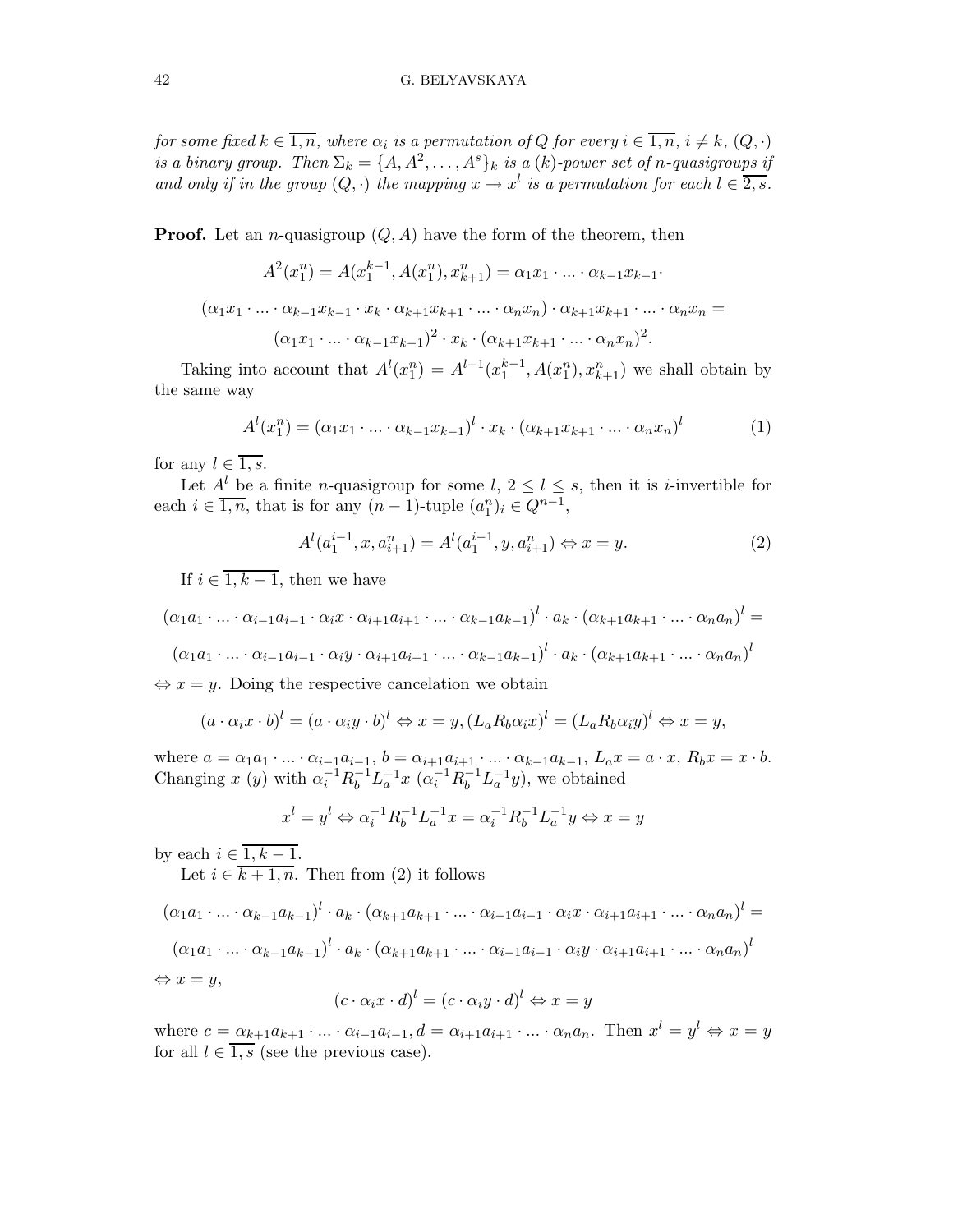*for some fixed $k \in \overline{1,n}$, where $\alpha_i$ is a permutation of $Q$ for every $i \in \overline{1,n}$, $i \neq k$, $(Q, \cdot)$ is a binary group. Then $\Sigma_k = \{A, A^2, \dots, A^s\}_k$ is a $(k)$-power set of $n$-quasigroups if and only if in the group $(Q, \cdot)$ the mapping $x \to x^l$ is a permutation for each $l \in \overline{2,s}$.*

**Proof.** Let an $n$-quasigroup $(Q, A)$ have the form of the theorem, then

$$A^2(x_1^n) = A(x_1^{k-1}, A(x_1^n), x_{k+1}^n) = \alpha_1 x_1 \cdot \dots \cdot \alpha_{k-1} x_{k-1} \cdot$$

$$(\alpha_1 x_1 \cdot \dots \cdot \alpha_{k-1} x_{k-1} \cdot x_k \cdot \alpha_{k+1} x_{k+1} \cdot \dots \cdot \alpha_n x_n) \cdot \alpha_{k+1} x_{k+1} \cdot \dots \cdot \alpha_n x_n =$$

$$(\alpha_1 x_1 \cdot \dots \cdot \alpha_{k-1} x_{k-1})^2 \cdot x_k \cdot (\alpha_{k+1} x_{k+1} \cdot \dots \cdot \alpha_n x_n)^2.$$

Taking into account that $A^l(x_1^n) = A^{l-1}(x_1^{k-1}, A(x_1^n), x_{k+1}^n)$ we shall obtain by the same way

$$A^l(x_1^n) = (\alpha_1 x_1 \cdot \dots \cdot \alpha_{k-1} x_{k-1})^l \cdot x_k \cdot (\alpha_{k+1} x_{k+1} \cdot \dots \cdot \alpha_n x_n)^l \tag{1}$$

for any $l \in \overline{1,s}$.

Let $A^l$ be a finite $n$-quasigroup for some $l$, $2 \leq l \leq s$, then it is $i$-invertible for each $i \in \overline{1,n}$, that is for any $(n-1)$-tuple $(a_1^n)_i \in Q^{n-1}$,

$$A^l(a_1^{i-1}, x, a_{i+1}^n) = A^l(a_1^{i-1}, y, a_{i+1}^n) \Leftrightarrow x = y. \tag{2}$$

If $i \in \overline{1,k-1}$, then we have

$$(\alpha_1 a_1 \cdot \dots \cdot \alpha_{i-1} a_{i-1} \cdot \alpha_i x \cdot \alpha_{i+1} a_{i+1} \cdot \dots \cdot \alpha_{k-1} a_{k-1})^l \cdot a_k \cdot (\alpha_{k+1} a_{k+1} \cdot \dots \cdot \alpha_n a_n)^l =$$

$$(\alpha_1 a_1 \cdot \dots \cdot \alpha_{i-1} a_{i-1} \cdot \alpha_i y \cdot \alpha_{i+1} a_{i+1} \cdot \dots \cdot \alpha_{k-1} a_{k-1})^l \cdot a_k \cdot (\alpha_{k+1} a_{k+1} \cdot \dots \cdot \alpha_n a_n)^l$$

$\Leftrightarrow x = y$. Doing the respective cancelation we obtain

$$(a \cdot \alpha_i x \cdot b)^l = (a \cdot \alpha_i y \cdot b)^l \Leftrightarrow x = y, (L_a R_b \alpha_i x)^l = (L_a R_b \alpha_i y)^l \Leftrightarrow x = y,$$

where $a = \alpha_1 a_1 \cdot \dots \cdot \alpha_{i-1} a_{i-1}$, $b = \alpha_{i+1} a_{i+1} \cdot \dots \cdot \alpha_{k-1} a_{k-1}$, $L_a x = a \cdot x$, $R_b x = x \cdot b$. Changing $x$ ($y$) with $\alpha_i^{-1} R_b^{-1} L_a^{-1} x$ ($\alpha_i^{-1} R_b^{-1} L_a^{-1} y$), we obtained

$$x^l = y^l \Leftrightarrow \alpha_i^{-1} R_b^{-1} L_a^{-1} x = \alpha_i^{-1} R_b^{-1} L_a^{-1} y \Leftrightarrow x = y$$

by each $i \in \overline{1,k-1}$.

Let $i \in \overline{k+1,n}$. Then from (2) it follows

$$(\alpha_1 a_1 \cdot \dots \cdot \alpha_{k-1} a_{k-1})^l \cdot a_k \cdot (\alpha_{k+1} a_{k+1} \cdot \dots \cdot \alpha_{i-1} a_{i-1} \cdot \alpha_i x \cdot \alpha_{i+1} a_{i+1} \cdot \dots \cdot \alpha_n a_n)^l =$$

$$(\alpha_1 a_1 \cdot \dots \cdot \alpha_{k-1} a_{k-1})^l \cdot a_k \cdot (\alpha_{k+1} a_{k+1} \cdot \dots \cdot \alpha_{i-1} a_{i-1} \cdot \alpha_i y \cdot \alpha_{i+1} a_{i+1} \cdot \dots \cdot \alpha_n a_n)^l$$

$\Leftrightarrow x = y$,

$$(c \cdot \alpha_i x \cdot d)^l = (c \cdot \alpha_i y \cdot d)^l \Leftrightarrow x = y$$

where $c = \alpha_{k+1} a_{k+1} \cdot \dots \cdot \alpha_{i-1} a_{i-1}, d = \alpha_{i+1} a_{i+1} \cdot \dots \cdot \alpha_n a_n$. Then $x^l = y^l \Leftrightarrow x = y$ for all $l \in \overline{1,s}$ (see the previous case).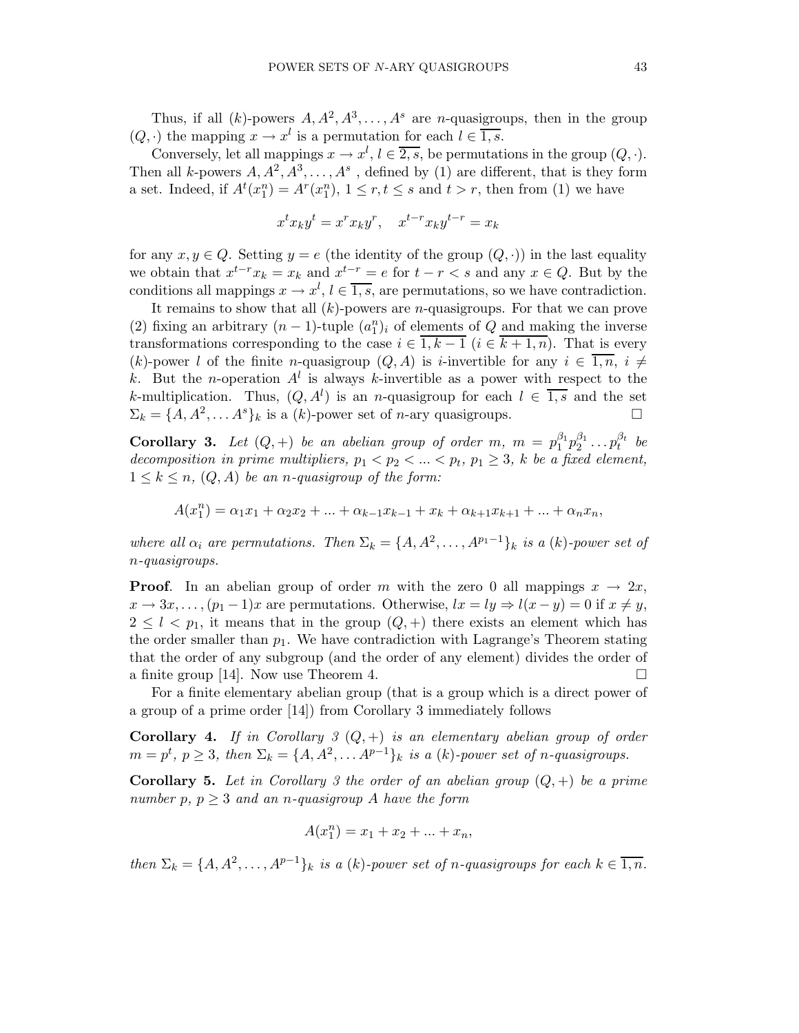Thus, if all $(k)$-powers $A, A^2, A^3, \ldots, A^s$ are $n$-quasigroups, then in the group $(Q, \cdot)$ the mapping $x \to x^l$ is a permutation for each $l \in \overline{1,s}$.

Conversely, let all mappings $x \to x^l$, $l \in \overline{2,s}$, be permutations in the group $(Q, \cdot)$. Then all $k$-powers $A, A^2, A^3, \ldots, A^s$ , defined by (1) are different, that is they form a set. Indeed, if $A^t(x_1^n) = A^r(x_1^n)$, $1 \leq r, t \leq s$ and $t > r$, then from (1) we have

$$x^t x_k y^t = x^r x_k y^r, \quad x^{t-r} x_k y^{t-r} = x_k$$

for any $x, y \in Q$. Setting $y = e$ (the identity of the group $(Q, \cdot)$) in the last equality we obtain that $x^{t-r} x_k = x_k$ and $x^{t-r} = e$ for $t - r < s$ and any $x \in Q$. But by the conditions all mappings $x \to x^l$, $l \in \overline{1,s}$, are permutations, so we have contradiction.

It remains to show that all $(k)$-powers are $n$-quasigroups. For that we can prove (2) fixing an arbitrary $(n-1)$-tuple $(a_1^n)_i$ of elements of $Q$ and making the inverse transformations corresponding to the case $i \in \overline{1,k-1}$ ($i \in \overline{k+1,n}$). That is every $(k)$-power $l$ of the finite $n$-quasigroup $(Q, A)$ is $i$-invertible for any $i \in \overline{1,n}$, $i \neq k$. But the $n$-operation $A^l$ is always $k$-invertible as a power with respect to the $k$-multiplication. Thus, $(Q, A^l)$ is an $n$-quasigroup for each $l \in \overline{1,s}$ and the set $\Sigma_k = \{A, A^2, \ldots A^s\}_k$ is a $(k)$-power set of $n$-ary quasigroups. □

**Corollary 3.** *Let $(Q,+)$ be an abelian group of order $m$, $m = p_1^{\beta_1} p_2^{\beta_1} \ldots p_t^{\beta_t}$ be decomposition in prime multipliers, $p_1 < p_2 < \ldots < p_t$, $p_1 \geq 3$, $k$ be a fixed element, $1 \leq k \leq n$, $(Q, A)$ be an $n$-quasigroup of the form:*

$$A(x_1^n) = \alpha_1 x_1 + \alpha_2 x_2 + \ldots + \alpha_{k-1} x_{k-1} + x_k + \alpha_{k+1} x_{k+1} + \ldots + \alpha_n x_n,$$

*where all $\alpha_i$ are permutations. Then $\Sigma_k = \{A, A^2, \ldots, A^{p_1-1}\}_k$ is a $(k)$-power set of $n$-quasigroups.*

**Proof**. In an abelian group of order $m$ with the zero 0 all mappings $x \to 2x$, $x \to 3x, \ldots, (p_1 - 1)x$ are permutations. Otherwise, $lx = ly \Rightarrow l(x - y) = 0$ if $x \neq y$, $2 \leq l < p_1$, it means that in the group $(Q, +)$ there exists an element which has the order smaller than $p_1$. We have contradiction with Lagrange's Theorem stating that the order of any subgroup (and the order of any element) divides the order of a finite group [14]. Now use Theorem 4. □

For a finite elementary abelian group (that is a group which is a direct power of a group of a prime order [14]) from Corollary 3 immediately follows

**Corollary 4.** *If in Corollary 3 $(Q, +)$ is an elementary abelian group of order $m = p^t$, $p \geq 3$, then $\Sigma_k = \{A, A^2, \ldots A^{p-1}\}_k$ is a $(k)$-power set of $n$-quasigroups.*

**Corollary 5.** *Let in Corollary 3 the order of an abelian group $(Q, +)$ be a prime number $p$, $p \geq 3$ and an $n$-quasigroup $A$ have the form*

$$A(x_1^n) = x_1 + x_2 + \ldots + x_n,$$

*then $\Sigma_k = \{A, A^2, \ldots, A^{p-1}\}_k$ is a $(k)$-power set of $n$-quasigroups for each $k \in \overline{1,n}$.*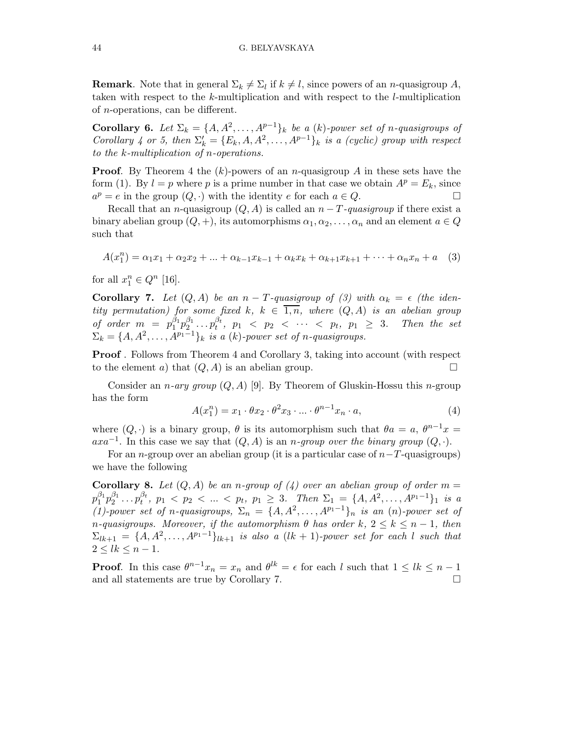**Remark**. Note that in general $\Sigma_k \neq \Sigma_l$ if $k \neq l$, since powers of an $n$-quasigroup $A$, taken with respect to the $k$-multiplication and with respect to the $l$-multiplication of $n$-operations, can be different.

**Corollary 6.** *Let $\Sigma_k = \{A, A^2, \dots, A^{p-1}\}_k$ be a $(k)$-power set of $n$-quasigroups of Corollary 4 or 5, then $\Sigma'_k = \{E_k, A, A^2, \dots, A^{p-1}\}_k$ is a (cyclic) group with respect to the $k$-multiplication of $n$-operations.*

**Proof**. By Theorem 4 the $(k)$-powers of an $n$-quasigroup $A$ in these sets have the form (1). By $l = p$ where $p$ is a prime number in that case we obtain $A^p = E_k$, since $a^p = e$ in the group $(Q, \cdot)$ with the identity $e$ for each $a \in Q$. □

Recall that an $n$-quasigroup $(Q, A)$ is called an *$n-T$-quasigroup* if there exist a binary abelian group $(Q, +)$, its automorphisms $\alpha_1, \alpha_2, \dots, \alpha_n$ and an element $a \in Q$ such that

$$A(x_1^n) = \alpha_1 x_1 + \alpha_2 x_2 + \dots + \alpha_{k-1} x_{k-1} + \alpha_k x_k + \alpha_{k+1} x_{k+1} + \dots + \alpha_n x_n + a \quad (3)$$

for all $x_1^n \in Q^n$ [16].

**Corollary 7.** *Let $(Q, A)$ be an $n-T$-quasigroup of (3) with $\alpha_k = \epsilon$ (the identity permutation) for some fixed $k$, $k \in \overline{1, n}$, where $(Q, A)$ is an abelian group of order $m = p_1^{\beta_1} p_2^{\beta_1} \dots p_t^{\beta_t}$, $p_1 < p_2 < \dots < p_t$, $p_1 \geq 3$. Then the set $\Sigma_k = \{A, A^2, \dots, A^{p_1-1}\}_k$ is a $(k)$-power set of $n$-quasigroups.*

**Proof** . Follows from Theorem 4 and Corollary 3, taking into account (with respect to the element $a$) that $(Q, A)$ is an abelian group. □

Consider an *$n$-ary group* $(Q, A)$ [9]. By Theorem of Gluskin-Hossu this $n$-group has the form

$$A(x_1^n) = x_1 \cdot \theta x_2 \cdot \theta^2 x_3 \cdot \dots \cdot \theta^{n-1} x_n \cdot a, \quad (4)$$

where $(Q, \cdot)$ is a binary group, $\theta$ is its automorphism such that $\theta a = a$, $\theta^{n-1} x = axa^{-1}$. In this case we say that $(Q, A)$ is an *$n$-group over the binary group* $(Q, \cdot)$.

For an $n$-group over an abelian group (it is a particular case of $n-T$-quasigroups) we have the following

**Corollary 8.** *Let $(Q, A)$ be an $n$-group of (4) over an abelian group of order $m = p_1^{\beta_1} p_2^{\beta_1} \dots p_t^{\beta_t}$, $p_1 < p_2 < \dots < p_t$, $p_1 \geq 3$. Then $\Sigma_1 = \{A, A^2, \dots, A^{p_1-1}\}_1$ is a (1)-power set of $n$-quasigroups, $\Sigma_n = \{A, A^2, \dots, A^{p_1-1}\}_n$ is an $(n)$-power set of $n$-quasigroups. Moreover, if the automorphism $\theta$ has order $k$, $2 \leq k \leq n-1$, then $\Sigma_{lk+1} = \{A, A^2, \dots, A^{p_1-1}\}_{lk+1}$ is also a $(lk+1)$-power set for each $l$ such that $2 \leq lk \leq n-1$.*

**Proof**. In this case $\theta^{n-1} x_n = x_n$ and $\theta^{lk} = \epsilon$ for each $l$ such that $1 \leq lk \leq n-1$ and all statements are true by Corollary 7. □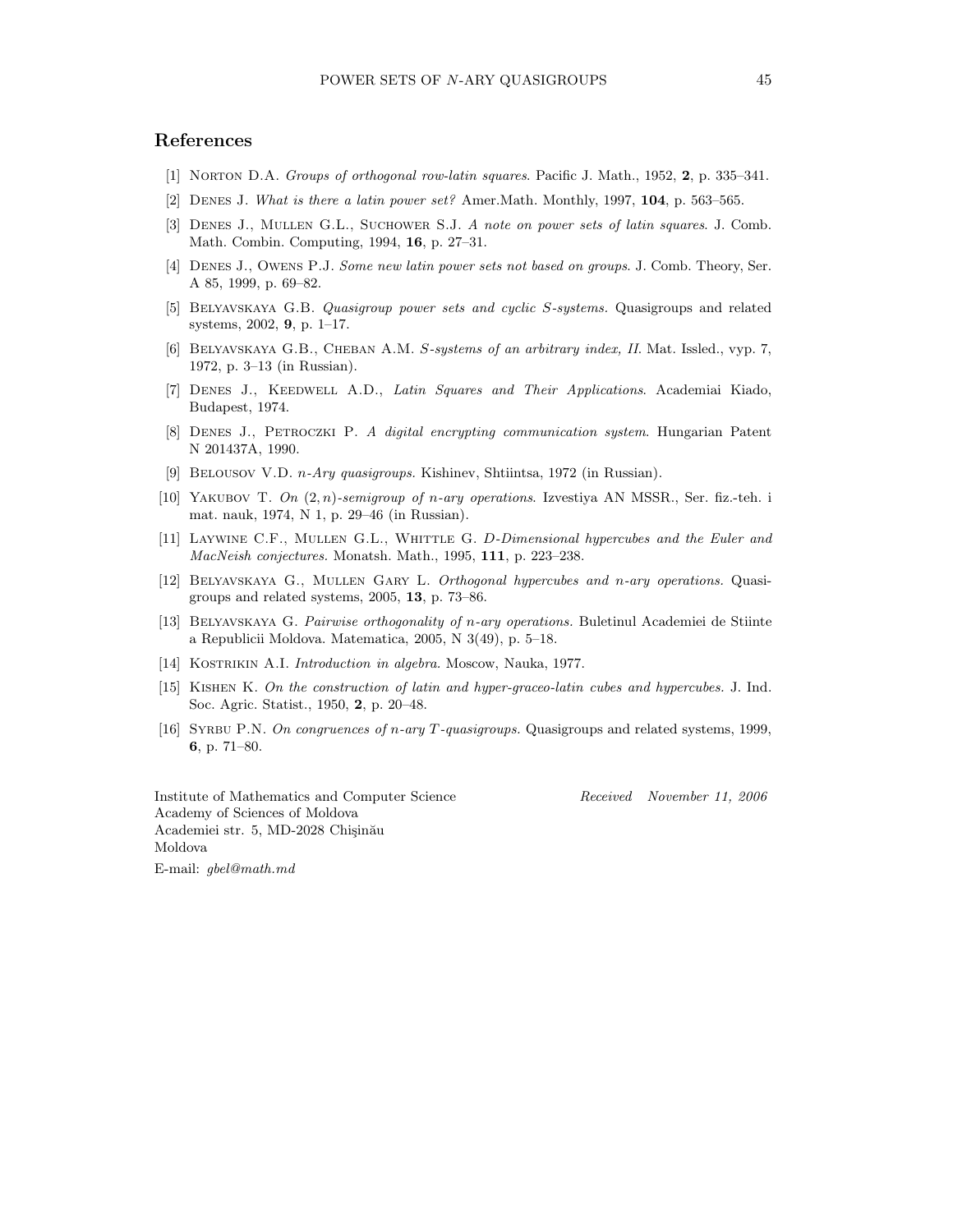## References

[1] Norton D.A. *Groups of orthogonal row-latin squares*. Pacific J. Math., 1952, **2**, p. 335–341.

[2] Denes J. *What is there a latin power set?* Amer.Math. Monthly, 1997, **104**, p. 563–565.

[3] Denes J., Mullen G.L., Suchower S.J. *A note on power sets of latin squares*. J. Comb. Math. Combin. Computing, 1994, **16**, p. 27–31.

[4] Denes J., Owens P.J. *Some new latin power sets not based on groups*. J. Comb. Theory, Ser. A 85, 1999, p. 69–82.

[5] Belyavskaya G.B. *Quasigroup power sets and cyclic S-systems.* Quasigroups and related systems, 2002, **9**, p. 1–17.

[6] Belyavskaya G.B., Cheban A.M. *S-systems of an arbitrary index, II.* Mat. Issled., vyp. 7, 1972, p. 3–13 (in Russian).

[7] Denes J., Keedwell A.D., *Latin Squares and Their Applications*. Academiai Kiado, Budapest, 1974.

[8] Denes J., Petroczki P. *A digital encrypting communication system*. Hungarian Patent N 201437A, 1990.

[9] Belousov V.D. *n-Ary quasigroups.* Kishinev, Shtiintsa, 1972 (in Russian).

[10] Yakubov T. *On $(2, n)$-semigroup of n-ary operations*. Izvestiya AN MSSR., Ser. fiz.-teh. i mat. nauk, 1974, N 1, p. 29–46 (in Russian).

[11] Laywine C.F., Mullen G.L., Whittle G. *D-Dimensional hypercubes and the Euler and MacNeish conjectures.* Monatsh. Math., 1995, **111**, p. 223–238.

[12] Belyavskaya G., Mullen Gary L. *Orthogonal hypercubes and n-ary operations.* Quasigroups and related systems, 2005, **13**, p. 73–86.

[13] Belyavskaya G. *Pairwise orthogonality of n-ary operations.* Buletinul Academiei de Stiinte a Republicii Moldova. Matematica, 2005, N 3(49), p. 5–18.

[14] Kostrikin A.I. *Introduction in algebra.* Moscow, Nauka, 1977.

[15] Kishen K. *On the construction of latin and hyper-graceo-latin cubes and hypercubes.* J. Ind. Soc. Agric. Statist., 1950, **2**, p. 20–48.

[16] Syrbu P.N. *On congruences of n-ary T-quasigroups.* Quasigroups and related systems, 1999, **6**, p. 71–80.

Institute of Mathematics and Computer Science
Academy of Sciences of Moldova
Academiei str. 5, MD-2028 Chişinău
Moldova

E-mail: *gbel@math.md*

*Received November 11, 2006*